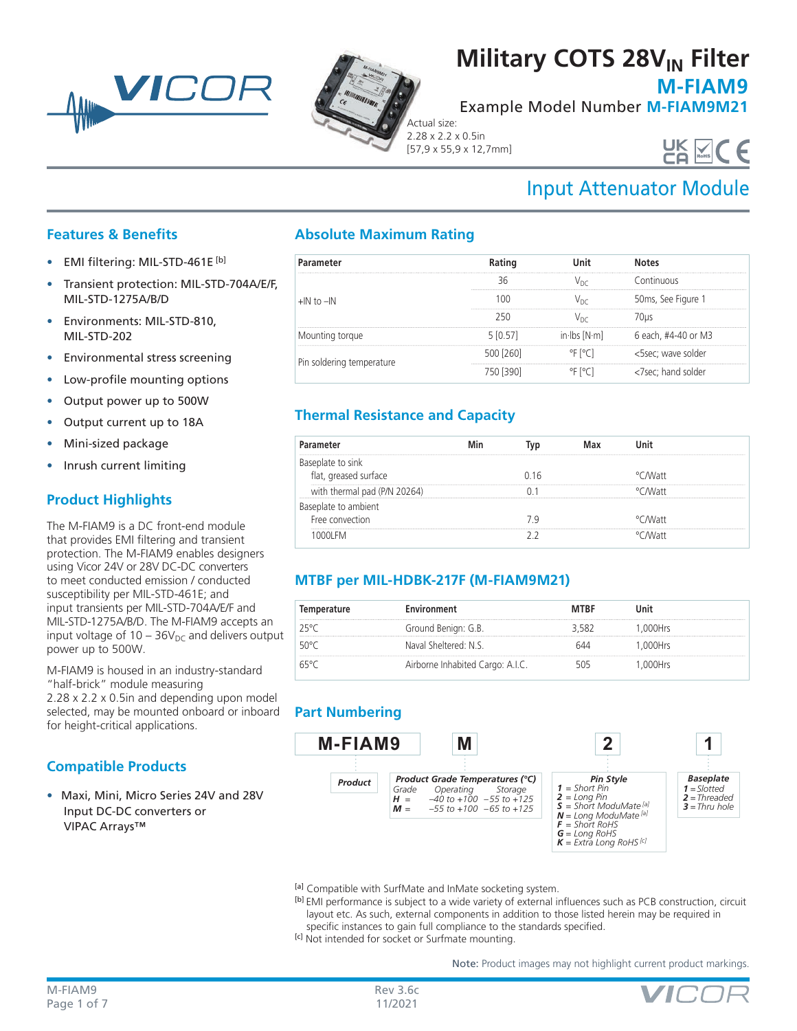# Military COTS 28$V_{IN}$ Filter

## M-FIAM9

Example Model Number **M-FIAM9M21**

Actual size:
2.28 x 2.2 x 0.5in
[57,9 x 55,9 x 12,7mm]

## Input Attenuator Module

## Features & Benefits

- EMI filtering: MIL-STD-461E [b]
- Transient protection: MIL-STD-704A/E/F, MIL-STD-1275A/B/D
- Environments: MIL-STD-810, MIL-STD-202
- Environmental stress screening
- Low-profile mounting options
- Output power up to 500W
- Output current up to 18A
- Mini-sized package
- Inrush current limiting

## Product Highlights

The M-FIAM9 is a DC front-end module that provides EMI filtering and transient protection. The M-FIAM9 enables designers using Vicor 24V or 28V DC-DC converters to meet conducted emission / conducted susceptibility per MIL-STD-461E; and input transients per MIL-STD-704A/E/F and MIL-STD-1275A/B/D. The M-FIAM9 accepts an input voltage of 10 – 36$V_{DC}$ and delivers output power up to 500W.

M-FIAM9 is housed in an industry-standard "half-brick" module measuring 2.28 x 2.2 x 0.5in and depending upon model selected, may be mounted onboard or inboard for height-critical applications.

## Compatible Products

- Maxi, Mini, Micro Series 24V and 28V Input DC-DC converters or VIPAC Arrays™

## Absolute Maximum Rating

| Parameter | Rating | Unit | Notes |
|---|---|---|---|
| +IN to –IN | 36 | $V_{DC}$ | Continuous |
| | 100 | $V_{DC}$ | 50ms, See Figure 1 |
| | 250 | $V_{DC}$ | 70µs |
| Mounting torque | 5 [0.57] | in·lbs [N·m] | 6 each, #4-40 or M3 |
| Pin soldering temperature | 500 [260] | °F [°C] | <5sec; wave solder |
| | 750 [390] | °F [°C] | <7sec; hand solder |

## Thermal Resistance and Capacity

| Parameter | Min | Typ | Max | Unit |
|---|---|---|---|---|
| Baseplate to sink | | | | |
| flat, greased surface | | 0.16 | | °C/Watt |
| with thermal pad (P/N 20264) | | 0.1 | | °C/Watt |
| Baseplate to ambient | | | | |
| Free convection | | 7.9 | | °C/Watt |
| 1000LFM | | 2.2 | | °C/Watt |

## MTBF per MIL-HDBK-217F (M-FIAM9M21)

| Temperature | Environment | MTBF | Unit |
|---|---|---|---|
| 25°C | Ground Benign: G.B. | 3,582 | 1,000Hrs |
| 50°C | Naval Sheltered: N.S. | 644 | 1,000Hrs |
| 65°C | Airborne Inhabited Cargo: A.I.C. | 505 | 1,000Hrs |

## Part Numbering

**M-FIAM9** | **M** | **2** | **1**

**Product**: M-FIAM9

**Product Grade Temperatures (°C)**

| Grade | Operating | Storage |
|---|---|---|
| H = | –40 to +100 | –55 to +125 |
| M = | –55 to +100 | –65 to +125 |

**Pin Style**
- 1 = Short Pin
- 2 = Long Pin
- S = Short ModuMate [a]
- N = Long ModuMate [a]
- F = Short RoHS
- G = Long RoHS
- K = Extra Long RoHS [c]

**Baseplate**
- 1 = Slotted
- 2 = Threaded
- 3 = Thru hole

[a] Compatible with SurfMate and InMate socketing system.
[b] EMI performance is subject to a wide variety of external influences such as PCB construction, circuit layout etc. As such, external components in addition to those listed herein may be required in specific instances to gain full compliance to the standards specified.
[c] Not intended for socket or Surfmate mounting.

**Note:** Product images may not highlight current product markings.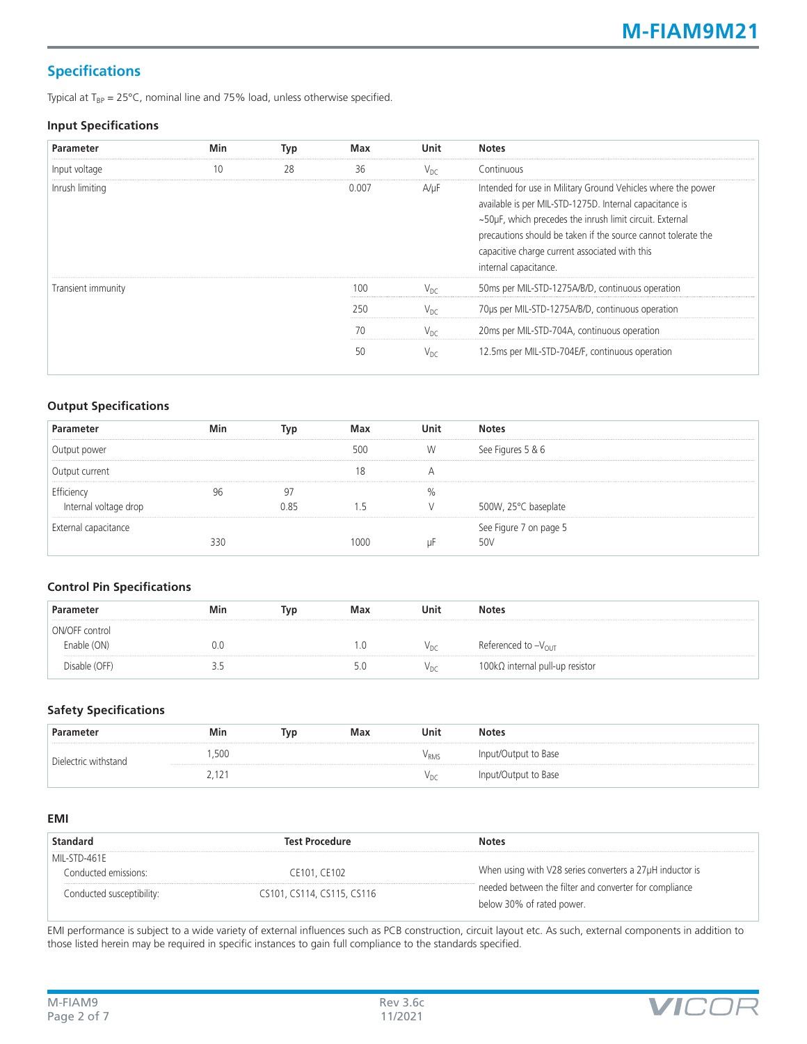## Specifications

Typical at $T_{BP}$ = 25°C, nominal line and 75% load, unless otherwise specified.

### Input Specifications

| Parameter | Min | Typ | Max | Unit | Notes |
|---|---|---|---|---|---|
| Input voltage | 10 | 28 | 36 | $V_{DC}$ | Continuous |
| Inrush limiting | | | 0.007 | A/µF | Intended for use in Military Ground Vehicles where the power available is per MIL-STD-1275D. Internal capacitance is ~50µF, which precedes the inrush limit circuit. External precautions should be taken if the source cannot tolerate the capacitive charge current associated with this internal capacitance. |
| Transient immunity | | | 100 | $V_{DC}$ | 50ms per MIL-STD-1275A/B/D, continuous operation |
| | | | 250 | $V_{DC}$ | 70µs per MIL-STD-1275A/B/D, continuous operation |
| | | | 70 | $V_{DC}$ | 20ms per MIL-STD-704A, continuous operation |
| | | | 50 | $V_{DC}$ | 12.5ms per MIL-STD-704E/F, continuous operation |

### Output Specifications

| Parameter | Min | Typ | Max | Unit | Notes |
|---|---|---|---|---|---|
| Output power | | | 500 | W | See Figures 5 & 6 |
| Output current | | | 18 | A | |
| Efficiency | 96 | 97 | | % | |
| Internal voltage drop | | 0.85 | 1.5 | V | 500W, 25°C baseplate |
| External capacitance | 330 | | 1000 | µF | See Figure 7 on page 5<br>50V |

### Control Pin Specifications

| Parameter | Min | Typ | Max | Unit | Notes |
|---|---|---|---|---|---|
| ON/OFF control | | | | | |
| Enable (ON) | 0.0 | | 1.0 | $V_{DC}$ | Referenced to $-V_{OUT}$ |
| Disable (OFF) | 3.5 | | 5.0 | $V_{DC}$ | 100kΩ internal pull-up resistor |

### Safety Specifications

| Parameter | Min | Typ | Max | Unit | Notes |
|---|---|---|---|---|---|
| Dielectric withstand | 1,500 | | | $V_{RMS}$ | Input/Output to Base |
| | 2,121 | | | $V_{DC}$ | Input/Output to Base |

### EMI

| Standard | Test Procedure | Notes |
|---|---|---|
| MIL-STD-461E | | |
| Conducted emissions: | CE101, CE102 | When using with V28 series converters a 27µH inductor is needed between the filter and converter for compliance below 30% of rated power. |
| Conducted susceptibility: | CS101, CS114, CS115, CS116 | |

EMI performance is subject to a wide variety of external influences such as PCB construction, circuit layout etc. As such, external components in addition to those listed herein may be required in specific instances to gain full compliance to the standards specified.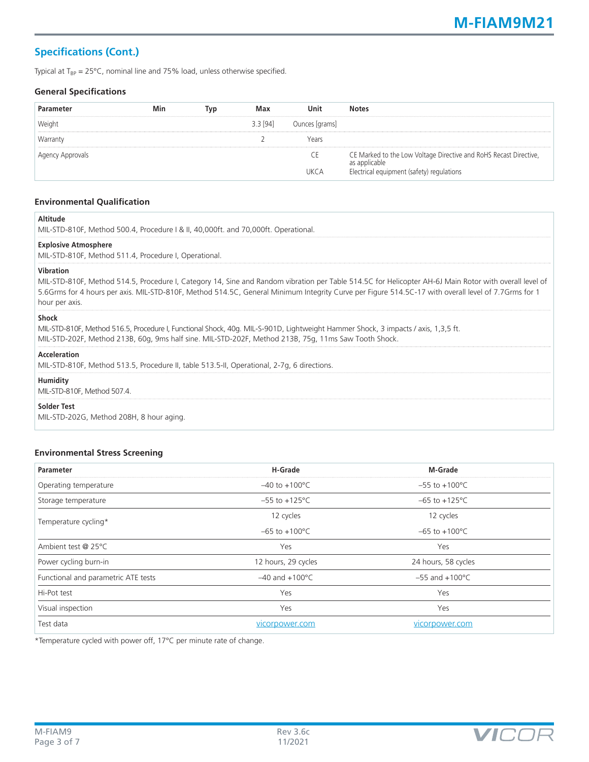## Specifications (Cont.)

Typical at $T_{BP}$ = 25°C, nominal line and 75% load, unless otherwise specified.

### General Specifications

| Parameter | Min | Typ | Max | Unit | Notes |
|---|---|---|---|---|---|
| Weight | | | 3.3 [94] | Ounces [grams] | |
| Warranty | | | 2 | Years | |
| Agency Approvals | | | | CE | CE Marked to the Low Voltage Directive and RoHS Recast Directive, as applicable |
| | | | | UKCA | Electrical equipment (safety) regulations |

### Environmental Qualification

**Altitude**
MIL-STD-810F, Method 500.4, Procedure I & II, 40,000ft. and 70,000ft. Operational.

**Explosive Atmosphere**
MIL-STD-810F, Method 511.4, Procedure I, Operational.

**Vibration**
MIL-STD-810F, Method 514.5, Procedure I, Category 14, Sine and Random vibration per Table 514.5C for Helicopter AH-6J Main Rotor with overall level of 5.6Grms for 4 hours per axis. MIL-STD-810F, Method 514.5C, General Minimum Integrity Curve per Figure 514.5C-17 with overall level of 7.7Grms for 1 hour per axis.

**Shock**
MIL-STD-810F, Method 516.5, Procedure I, Functional Shock, 40g. MIL-S-901D, Lightweight Hammer Shock, 3 impacts / axis, 1,3,5 ft.
MIL-STD-202F, Method 213B, 60g, 9ms half sine. MIL-STD-202F, Method 213B, 75g, 11ms Saw Tooth Shock.

**Acceleration**
MIL-STD-810F, Method 513.5, Procedure II, table 513.5-II, Operational, 2-7g, 6 directions.

**Humidity**
MIL-STD-810F, Method 507.4.

**Solder Test**
MIL-STD-202G, Method 208H, 8 hour aging.

### Environmental Stress Screening

| Parameter | H-Grade | M-Grade |
|---|---|---|
| Operating temperature | –40 to +100°C | –55 to +100°C |
| Storage temperature | –55 to +125°C | –65 to +125°C |
| Temperature cycling* | 12 cycles | 12 cycles |
| | –65 to +100°C | –65 to +100°C |
| Ambient test @ 25°C | Yes | Yes |
| Power cycling burn-in | 12 hours, 29 cycles | 24 hours, 58 cycles |
| Functional and parametric ATE tests | –40 and +100°C | –55 and +100°C |
| Hi-Pot test | Yes | Yes |
| Visual inspection | Yes | Yes |
| Test data | vicorpower.com | vicorpower.com |

*Temperature cycled with power off, 17°C per minute rate of change.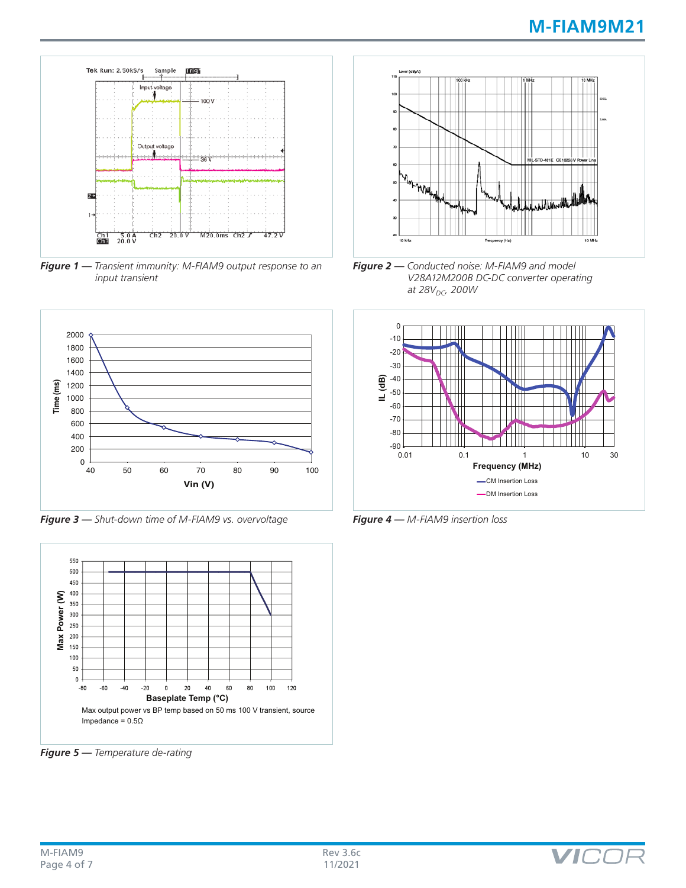*Figure 1 — Transient immunity: M-FIAM9 output response to an input transient*

*Figure 2 — Conducted noise: M-FIAM9 and model V28A12M200B DC-DC converter operating at 28$V_{DC}$, 200W*

*Figure 3 — Shut-down time of M-FIAM9 vs. overvoltage*

*Figure 4 — M-FIAM9 insertion loss*

Max output power vs BP temp based on 50 ms 100 V transient, source Impedance = 0.5Ω

*Figure 5 — Temperature de-rating*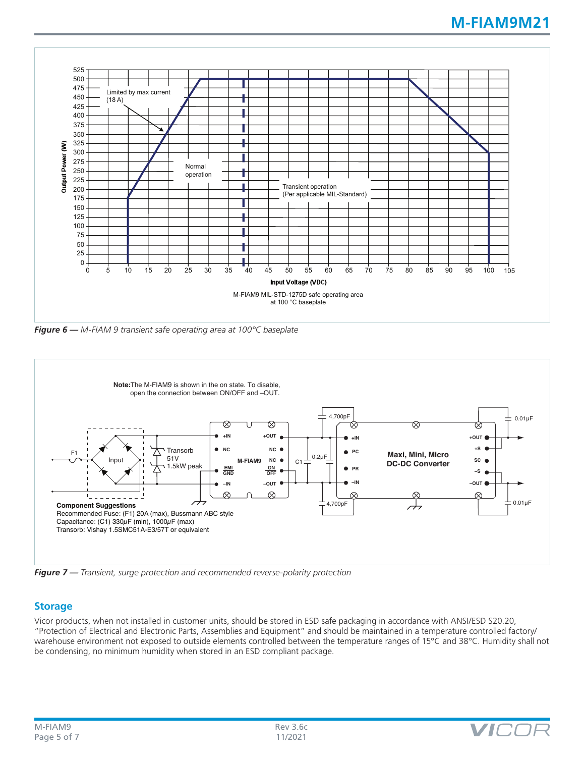Figure 6 — M-FIAM 9 transient safe operating area at 100°C baseplate

Figure 7 — Transient, surge protection and recommended reverse-polarity protection

## Storage

Vicor products, when not installed in customer units, should be stored in ESD safe packaging in accordance with ANSI/ESD S20.20, "Protection of Electrical and Electronic Parts, Assemblies and Equipment" and should be maintained in a temperature controlled factory/ warehouse environment not exposed to outside elements controlled between the temperature ranges of 15°C and 38°C. Humidity shall not be condensing, no minimum humidity when stored in an ESD compliant package.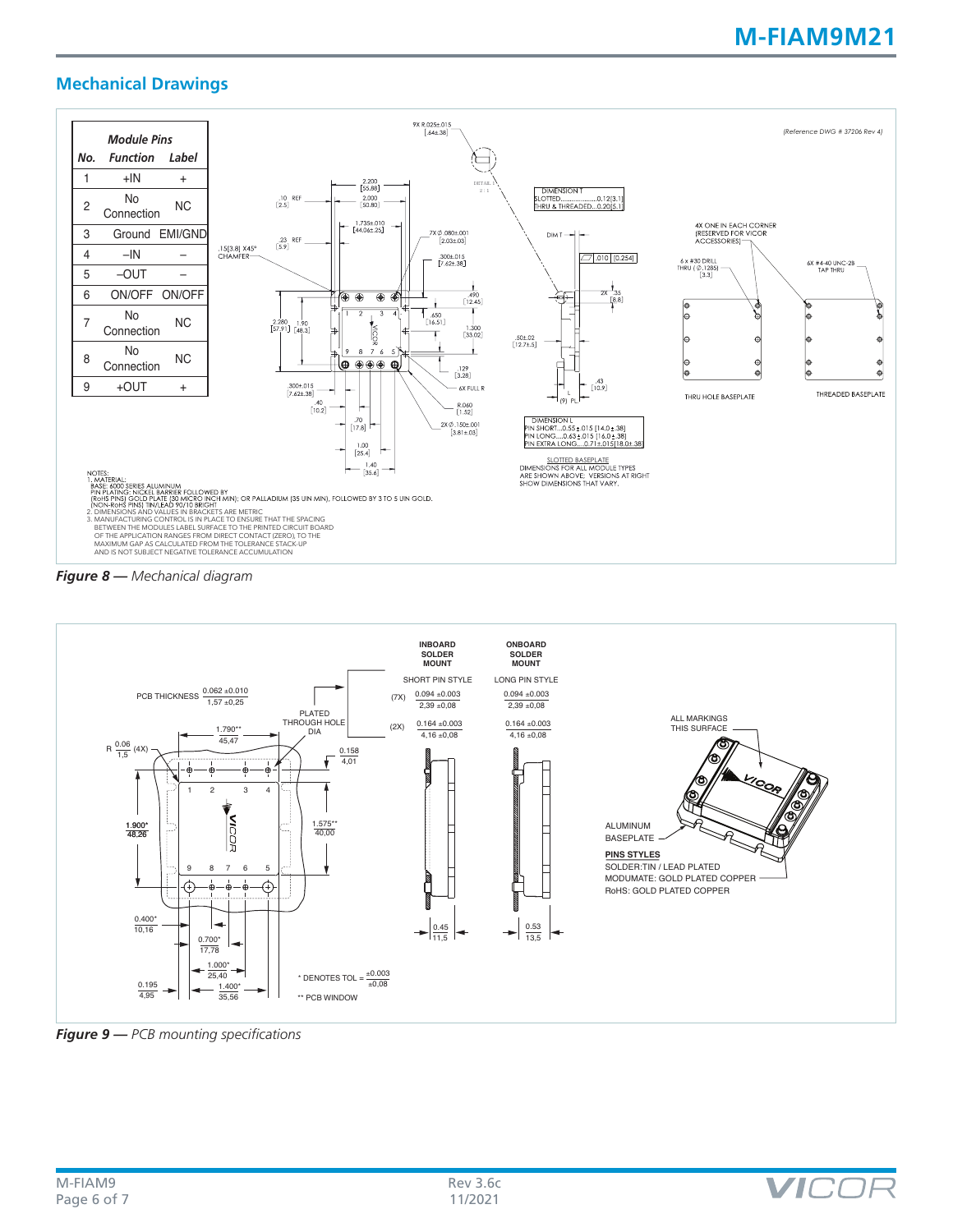## Mechanical Drawings

| No. | Function | Label |
|---|---|---|
| *Module Pins* | | |
| 1 | +IN | + |
| 2 | No Connection | NC |
| 3 | Ground | EMI/GND |
| 4 | –IN | – |
| 5 | –OUT | – |
| 6 | ON/OFF | ON/OFF |
| 7 | No Connection | NC |
| 8 | No Connection | NC |
| 9 | +OUT | + |

NOTES:
1. MATERIAL:
BASE: 6000 SERIES ALUMINUM
PIN PLATING: NICKEL BARRIER FOLLOWED BY
(RoHS PINS) GOLD PLATE (30 MICRO INCH MIN); OR PALLADIUM (35 UIN MIN), FOLLOWED BY 3 TO 5 UIN GOLD.
(NON-RoHS PINS) TIN/LEAD 90/10 BRIGHT
2. DIMENSIONS AND VALUES IN BRACKETS ARE METRIC
3. MANUFACTURING CONTROL IS IN PLACE TO ENSURE THAT THE SPACING BETWEEN THE MODULES LABEL SURFACE TO THE PRINTED CIRCUIT BOARD OF THE APPLICATION RANGES FROM DIRECT CONTACT (ZERO) TO THE MAXIMUM GAP AS CALCULATED FROM THE TOLERANCE STACK-UP AND IS NOT SUBJECT NEGATIVE TOLERANCE ACCUMULATION

***Figure 8 —*** *Mechanical diagram*

***Figure 9 —*** *PCB mounting specifications*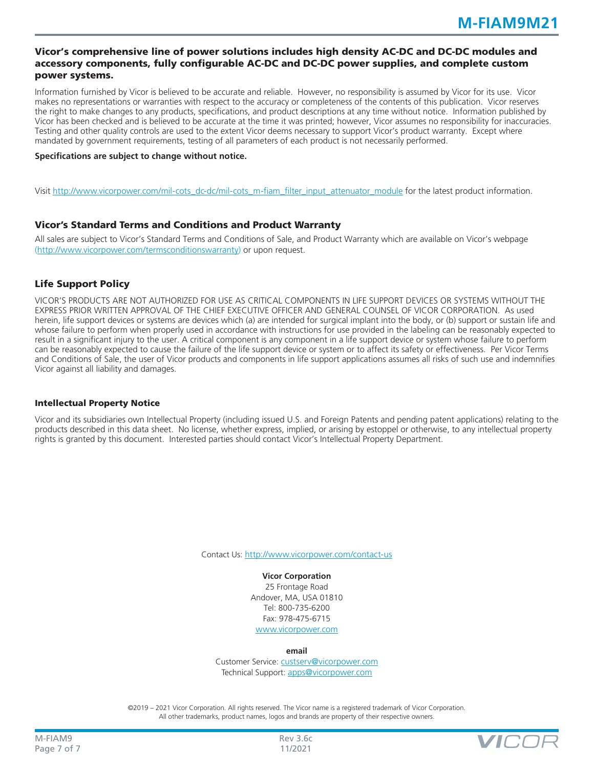**Vicor's comprehensive line of power solutions includes high density AC-DC and DC-DC modules and accessory components, fully configurable AC-DC and DC-DC power supplies, and complete custom power systems.**

Information furnished by Vicor is believed to be accurate and reliable. However, no responsibility is assumed by Vicor for its use. Vicor makes no representations or warranties with respect to the accuracy or completeness of the contents of this publication. Vicor reserves the right to make changes to any products, specifications, and product descriptions at any time without notice. Information published by Vicor has been checked and is believed to be accurate at the time it was printed; however, Vicor assumes no responsibility for inaccuracies. Testing and other quality controls are used to the extent Vicor deems necessary to support Vicor's product warranty. Except where mandated by government requirements, testing of all parameters of each product is not necessarily performed.

**Specifications are subject to change without notice.**

Visit http://www.vicorpower.com/mil-cots_dc-dc/mil-cots_m-fiam_filter_input_attenuator_module for the latest product information.

## Vicor's Standard Terms and Conditions and Product Warranty

All sales are subject to Vicor's Standard Terms and Conditions of Sale, and Product Warranty which are available on Vicor's webpage (http://www.vicorpower.com/termsconditionswarranty) or upon request.

## Life Support Policy

VICOR'S PRODUCTS ARE NOT AUTHORIZED FOR USE AS CRITICAL COMPONENTS IN LIFE SUPPORT DEVICES OR SYSTEMS WITHOUT THE EXPRESS PRIOR WRITTEN APPROVAL OF THE CHIEF EXECUTIVE OFFICER AND GENERAL COUNSEL OF VICOR CORPORATION. As used herein, life support devices or systems are devices which (a) are intended for surgical implant into the body, or (b) support or sustain life and whose failure to perform when properly used in accordance with instructions for use provided in the labeling can be reasonably expected to result in a significant injury to the user. A critical component is any component in a life support device or system whose failure to perform can be reasonably expected to cause the failure of the life support device or system or to affect its safety or effectiveness. Per Vicor Terms and Conditions of Sale, the user of Vicor products and components in life support applications assumes all risks of such use and indemnifies Vicor against all liability and damages.

### Intellectual Property Notice

Vicor and its subsidiaries own Intellectual Property (including issued U.S. and Foreign Patents and pending patent applications) relating to the products described in this data sheet. No license, whether express, implied, or arising by estoppel or otherwise, to any intellectual property rights is granted by this document. Interested parties should contact Vicor's Intellectual Property Department.

Contact Us: http://www.vicorpower.com/contact-us

**Vicor Corporation**
25 Frontage Road
Andover, MA, USA 01810
Tel: 800-735-6200
Fax: 978-475-6715
www.vicorpower.com

**email**
Customer Service: custserv@vicorpower.com
Technical Support: apps@vicorpower.com

©2019 – 2021 Vicor Corporation. All rights reserved. The Vicor name is a registered trademark of Vicor Corporation.
All other trademarks, product names, logos and brands are property of their respective owners.